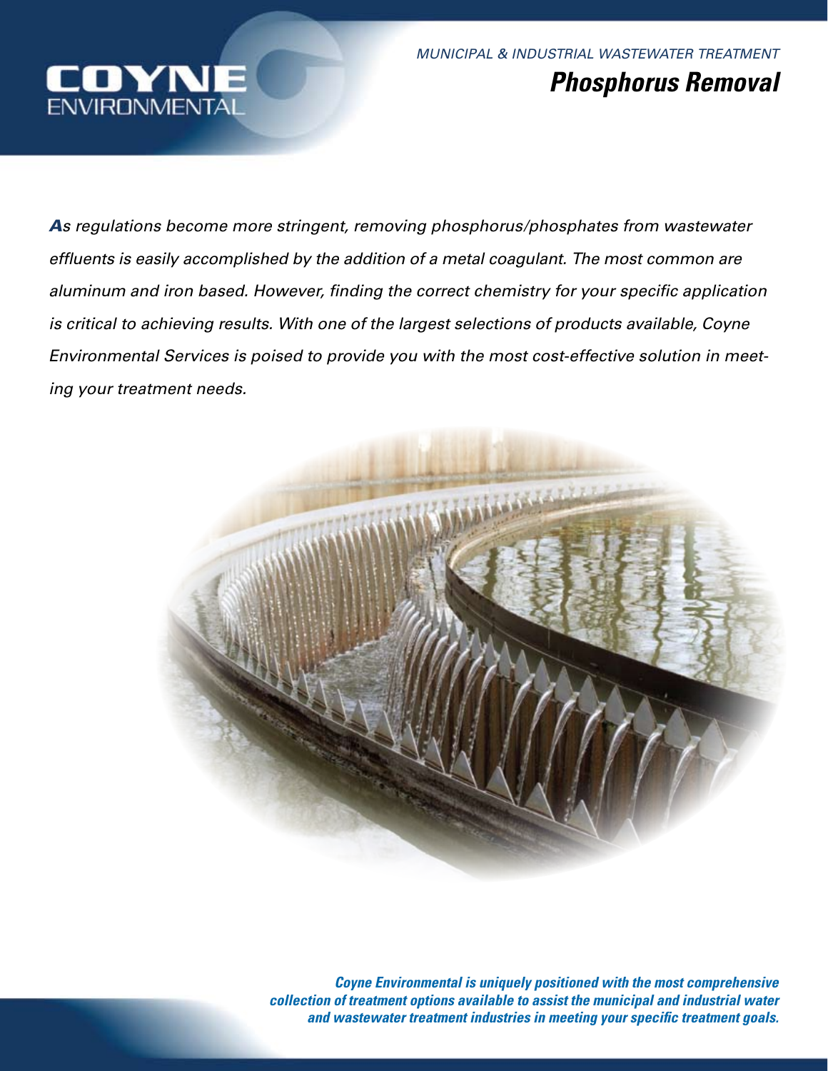COYNE ENVIRONMENTAL

*MUNICIPAL & INDUSTRIAL WASTEWATER TREATMENT*

# *Phosphorus Removal*

*As regulations become more stringent, removing phosphorus/phosphates from wastewater effluents is easily accomplished by the addition of a metal coagulant. The most common are aluminum and iron based. However, finding the correct chemistry for your specific application is critical to achieving results. With one of the largest selections of products available, Coyne Environmental Services is poised to provide you with the most cost-effective solution in meeting your treatment needs.*

***Coyne Environmental is uniquely positioned with the most comprehensive collection of treatment options available to assist the municipal and industrial water and wastewater treatment industries in meeting your specific treatment goals.***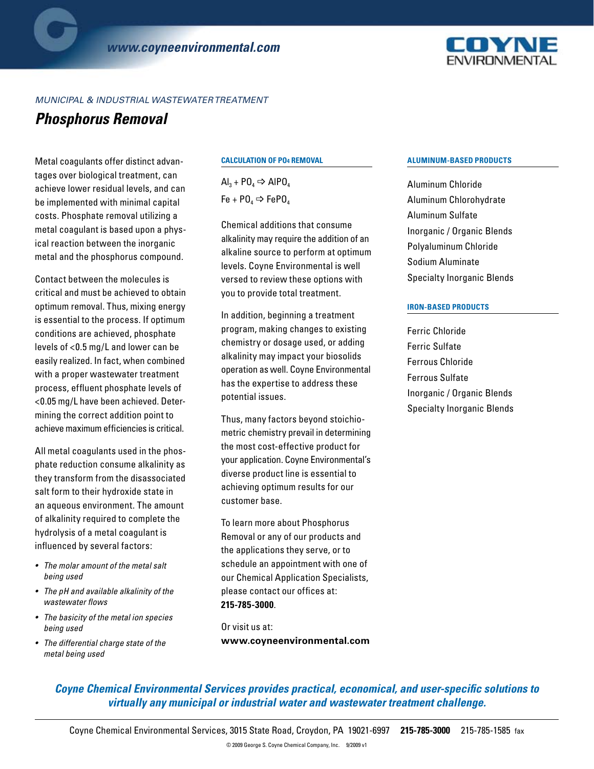*MUNICIPAL & INDUSTRIAL WASTEWATER TREATMENT*

# *Phosphorus Removal*

Metal coagulants offer distinct advantages over biological treatment, can achieve lower residual levels, and can be implemented with minimal capital costs. Phosphate removal utilizing a metal coagulant is based upon a physical reaction between the inorganic metal and the phosphorus compound.

Contact between the molecules is critical and must be achieved to obtain optimum removal. Thus, mixing energy is essential to the process. If optimum conditions are achieved, phosphate levels of <0.5 mg/L and lower can be easily realized. In fact, when combined with a proper wastewater treatment process, effluent phosphate levels of <0.05 mg/L have been achieved. Determining the correct addition point to achieve maximum efficiencies is critical.

All metal coagulants used in the phosphate reduction consume alkalinity as they transform from the disassociated salt form to their hydroxide state in an aqueous environment. The amount of alkalinity required to complete the hydrolysis of a metal coagulant is influenced by several factors:

- *The molar amount of the metal salt being used*
- *The pH and available alkalinity of the wastewater flows*
- *The basicity of the metal ion species being used*
- *The differential charge state of the metal being used*

### CALCULATION OF PO4 REMOVAL

$Al_3 + PO_4 \Rightarrow AlPO_4$

$Fe + PO_4 \Rightarrow FePO_4$

Chemical additions that consume alkalinity may require the addition of an alkaline source to perform at optimum levels. Coyne Environmental is well versed to review these options with you to provide total treatment.

In addition, beginning a treatment program, making changes to existing chemistry or dosage used, or adding alkalinity may impact your biosolids operation as well. Coyne Environmental has the expertise to address these potential issues.

Thus, many factors beyond stoichiometric chemistry prevail in determining the most cost-effective product for your application. Coyne Environmental's diverse product line is essential to achieving optimum results for our customer base.

To learn more about Phosphorus Removal or any of our products and the applications they serve, or to schedule an appointment with one of our Chemical Application Specialists, please contact our offices at: **215-785-3000**.

Or visit us at:
**www.coyneenvironmental.com**

### ALUMINUM-BASED PRODUCTS

Aluminum Chloride
Aluminum Chlorohydrate
Aluminum Sulfate
Inorganic / Organic Blends
Polyaluminum Chloride
Sodium Aluminate
Specialty Inorganic Blends

### IRON-BASED PRODUCTS

Ferric Chloride
Ferric Sulfate
Ferrous Chloride
Ferrous Sulfate
Inorganic / Organic Blends
Specialty Inorganic Blends

***Coyne Chemical Environmental Services provides practical, economical, and user-specific solutions to virtually any municipal or industrial water and wastewater treatment challenge.***

Coyne Chemical Environmental Services, 3015 State Road, Croydon, PA 19021-6997 **215-785-3000** 215-785-1585 fax

© 2009 George S. Coyne Chemical Company, Inc. 9/2009 v1